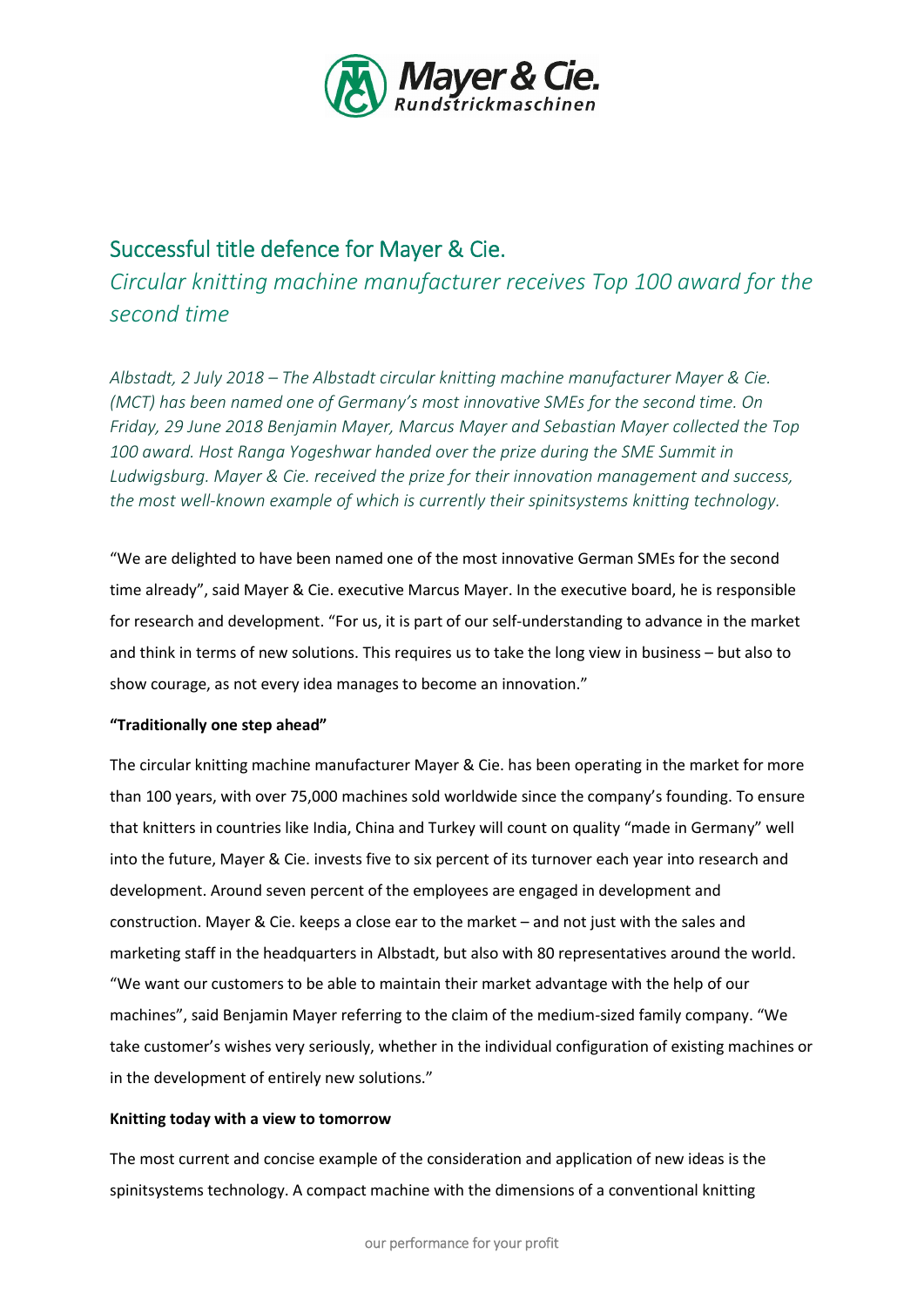# Successful title defence for Mayer & Cie.

## *Circular knitting machine manufacturer receives Top 100 award for the second time*

*Albstadt, 2 July 2018 – The Albstadt circular knitting machine manufacturer Mayer & Cie. (MCT) has been named one of Germany's most innovative SMEs for the second time. On Friday, 29 June 2018 Benjamin Mayer, Marcus Mayer and Sebastian Mayer collected the Top 100 award. Host Ranga Yogeshwar handed over the prize during the SME Summit in Ludwigsburg. Mayer & Cie. received the prize for their innovation management and success, the most well-known example of which is currently their spinitsystems knitting technology.*

"We are delighted to have been named one of the most innovative German SMEs for the second time already", said Mayer & Cie. executive Marcus Mayer. In the executive board, he is responsible for research and development. "For us, it is part of our self-understanding to advance in the market and think in terms of new solutions. This requires us to take the long view in business – but also to show courage, as not every idea manages to become an innovation."

**"Traditionally one step ahead"**

The circular knitting machine manufacturer Mayer & Cie. has been operating in the market for more than 100 years, with over 75,000 machines sold worldwide since the company's founding. To ensure that knitters in countries like India, China and Turkey will count on quality "made in Germany" well into the future, Mayer & Cie. invests five to six percent of its turnover each year into research and development. Around seven percent of the employees are engaged in development and construction. Mayer & Cie. keeps a close ear to the market – and not just with the sales and marketing staff in the headquarters in Albstadt, but also with 80 representatives around the world. "We want our customers to be able to maintain their market advantage with the help of our machines", said Benjamin Mayer referring to the claim of the medium-sized family company. "We take customer's wishes very seriously, whether in the individual configuration of existing machines or in the development of entirely new solutions."

**Knitting today with a view to tomorrow**

The most current and concise example of the consideration and application of new ideas is the spinitsystems technology. A compact machine with the dimensions of a conventional knitting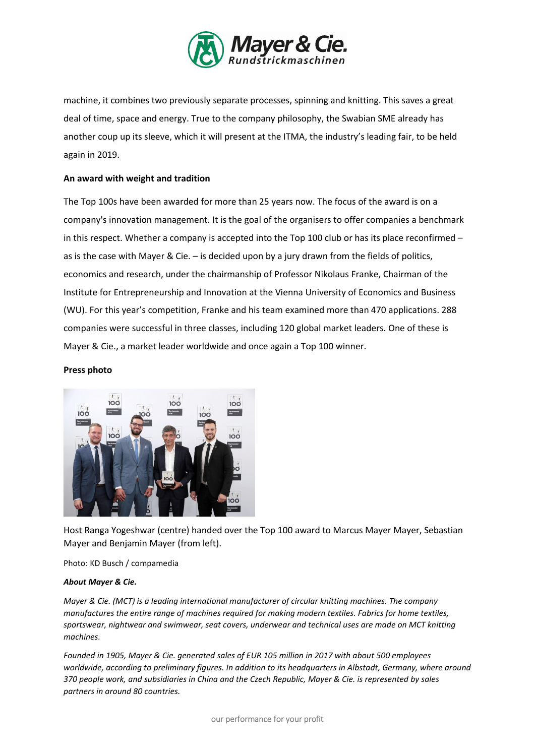machine, it combines two previously separate processes, spinning and knitting. This saves a great deal of time, space and energy. True to the company philosophy, the Swabian SME already has another coup up its sleeve, which it will present at the ITMA, the industry's leading fair, to be held again in 2019.

**An award with weight and tradition**

The Top 100s have been awarded for more than 25 years now. The focus of the award is on a company's innovation management. It is the goal of the organisers to offer companies a benchmark in this respect. Whether a company is accepted into the Top 100 club or has its place reconfirmed – as is the case with Mayer & Cie. – is decided upon by a jury drawn from the fields of politics, economics and research, under the chairmanship of Professor Nikolaus Franke, Chairman of the Institute for Entrepreneurship and Innovation at the Vienna University of Economics and Business (WU). For this year's competition, Franke and his team examined more than 470 applications. 288 companies were successful in three classes, including 120 global market leaders. One of these is Mayer & Cie., a market leader worldwide and once again a Top 100 winner.

**Press photo**

Host Ranga Yogeshwar (centre) handed over the Top 100 award to Marcus Mayer Mayer, Sebastian Mayer and Benjamin Mayer (from left).

Photo: KD Busch / compamedia

***About Mayer & Cie.***

*Mayer & Cie. (MCT) is a leading international manufacturer of circular knitting machines. The company manufactures the entire range of machines required for making modern textiles. Fabrics for home textiles, sportswear, nightwear and swimwear, seat covers, underwear and technical uses are made on MCT knitting machines.*

*Founded in 1905, Mayer & Cie. generated sales of EUR 105 million in 2017 with about 500 employees worldwide, according to preliminary figures. In addition to its headquarters in Albstadt, Germany, where around 370 people work, and subsidiaries in China and the Czech Republic, Mayer & Cie. is represented by sales partners in around 80 countries.*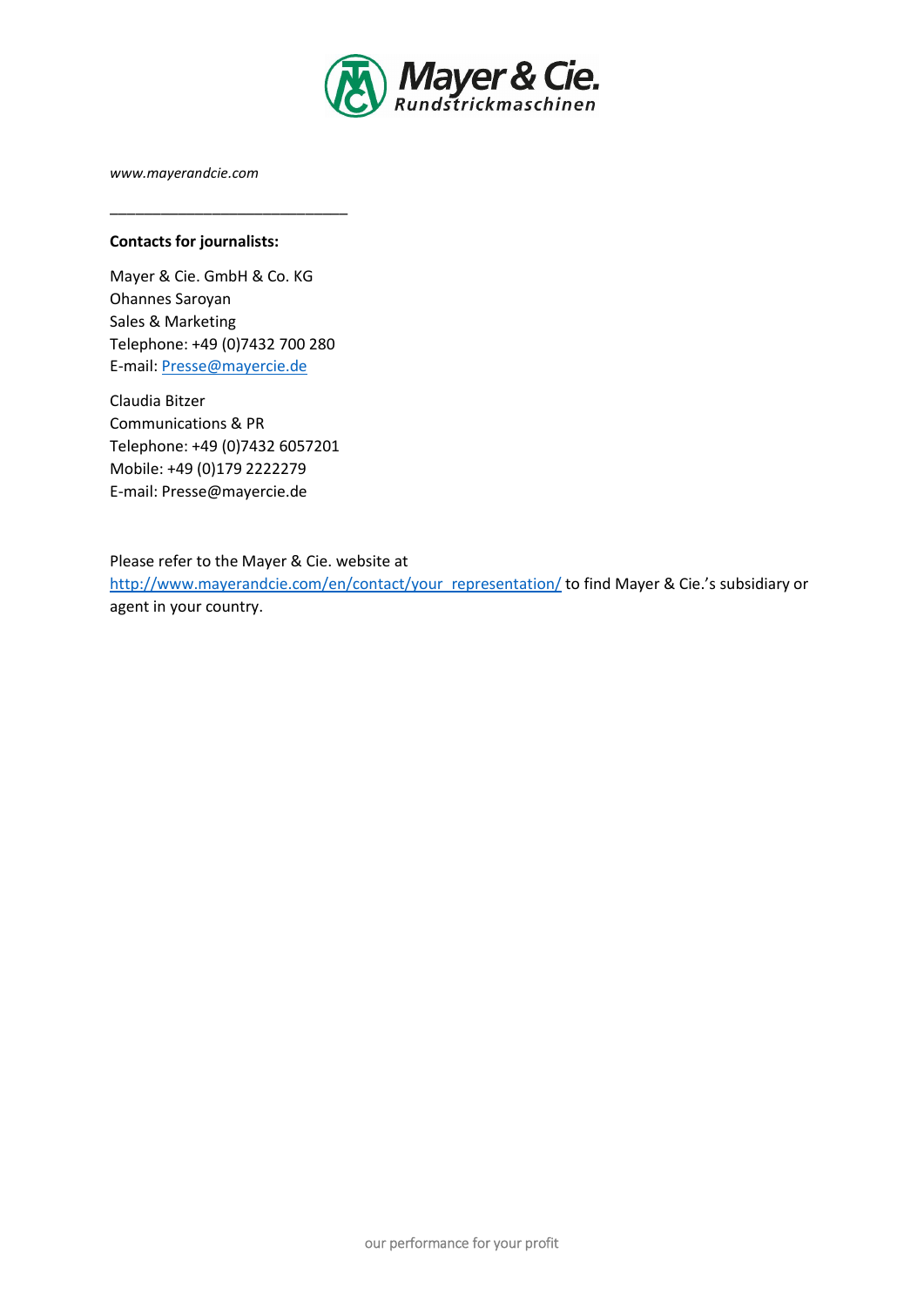*www.mayerandcie.com*

\_\_\_\_\_\_\_\_\_\_\_\_\_\_\_\_\_\_\_\_\_\_\_\_\_\_\_\_\_\_

**Contacts for journalists:**

Mayer & Cie. GmbH & Co. KG
Ohannes Saroyan
Sales & Marketing
Telephone: +49 (0)7432 700 280
E-mail: Presse@mayercie.de

Claudia Bitzer
Communications & PR
Telephone: +49 (0)7432 6057201
Mobile: +49 (0)179 2222279
E-mail: Presse@mayercie.de

Please refer to the Mayer & Cie. website at http://www.mayerandcie.com/en/contact/your_representation/ to find Mayer & Cie.'s subsidiary or agent in your country.